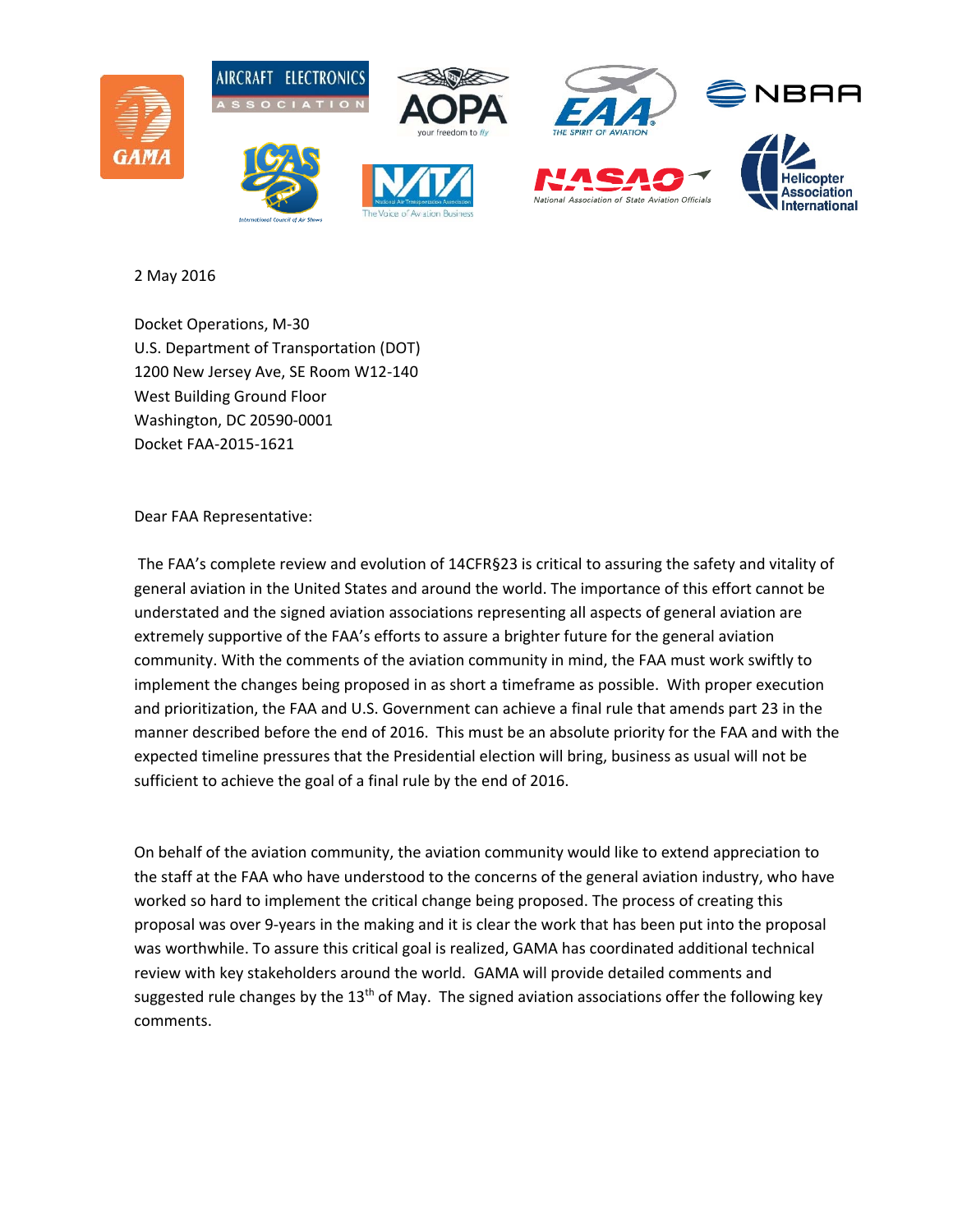2 May 2016

Docket Operations, M-30
U.S. Department of Transportation (DOT)
1200 New Jersey Ave, SE Room W12-140
West Building Ground Floor
Washington, DC 20590-0001
Docket FAA-2015-1621

Dear FAA Representative:

The FAA's complete review and evolution of 14CFR§23 is critical to assuring the safety and vitality of general aviation in the United States and around the world. The importance of this effort cannot be understated and the signed aviation associations representing all aspects of general aviation are extremely supportive of the FAA's efforts to assure a brighter future for the general aviation community. With the comments of the aviation community in mind, the FAA must work swiftly to implement the changes being proposed in as short a timeframe as possible. With proper execution and prioritization, the FAA and U.S. Government can achieve a final rule that amends part 23 in the manner described before the end of 2016. This must be an absolute priority for the FAA and with the expected timeline pressures that the Presidential election will bring, business as usual will not be sufficient to achieve the goal of a final rule by the end of 2016.

On behalf of the aviation community, the aviation community would like to extend appreciation to the staff at the FAA who have understood to the concerns of the general aviation industry, who have worked so hard to implement the critical change being proposed. The process of creating this proposal was over 9-years in the making and it is clear the work that has been put into the proposal was worthwhile. To assure this critical goal is realized, GAMA has coordinated additional technical review with key stakeholders around the world. GAMA will provide detailed comments and suggested rule changes by the 13th of May. The signed aviation associations offer the following key comments.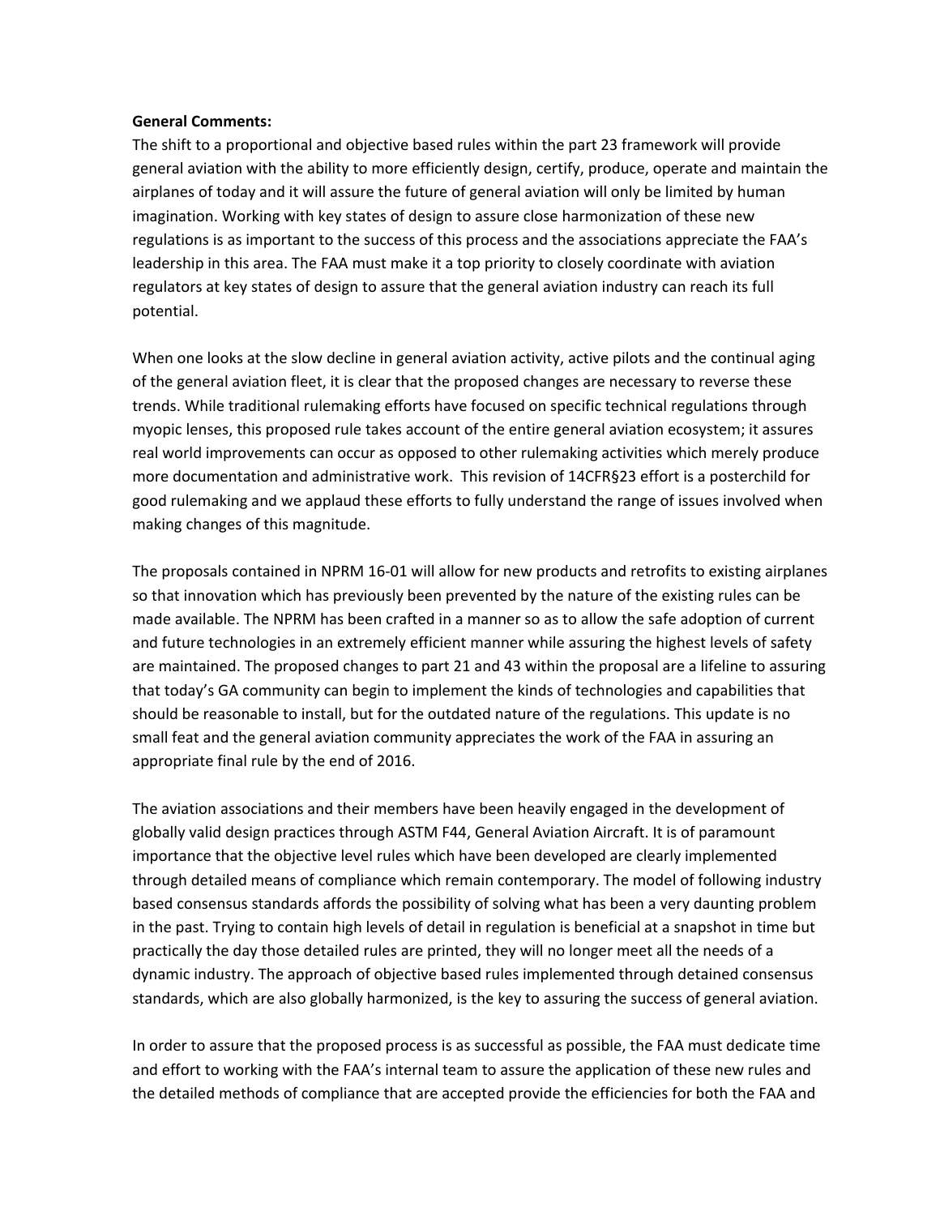**General Comments:**

The shift to a proportional and objective based rules within the part 23 framework will provide general aviation with the ability to more efficiently design, certify, produce, operate and maintain the airplanes of today and it will assure the future of general aviation will only be limited by human imagination. Working with key states of design to assure close harmonization of these new regulations is as important to the success of this process and the associations appreciate the FAA's leadership in this area. The FAA must make it a top priority to closely coordinate with aviation regulators at key states of design to assure that the general aviation industry can reach its full potential.

When one looks at the slow decline in general aviation activity, active pilots and the continual aging of the general aviation fleet, it is clear that the proposed changes are necessary to reverse these trends. While traditional rulemaking efforts have focused on specific technical regulations through myopic lenses, this proposed rule takes account of the entire general aviation ecosystem; it assures real world improvements can occur as opposed to other rulemaking activities which merely produce more documentation and administrative work. This revision of 14CFR§23 effort is a posterchild for good rulemaking and we applaud these efforts to fully understand the range of issues involved when making changes of this magnitude.

The proposals contained in NPRM 16-01 will allow for new products and retrofits to existing airplanes so that innovation which has previously been prevented by the nature of the existing rules can be made available. The NPRM has been crafted in a manner so as to allow the safe adoption of current and future technologies in an extremely efficient manner while assuring the highest levels of safety are maintained. The proposed changes to part 21 and 43 within the proposal are a lifeline to assuring that today's GA community can begin to implement the kinds of technologies and capabilities that should be reasonable to install, but for the outdated nature of the regulations. This update is no small feat and the general aviation community appreciates the work of the FAA in assuring an appropriate final rule by the end of 2016.

The aviation associations and their members have been heavily engaged in the development of globally valid design practices through ASTM F44, General Aviation Aircraft. It is of paramount importance that the objective level rules which have been developed are clearly implemented through detailed means of compliance which remain contemporary. The model of following industry based consensus standards affords the possibility of solving what has been a very daunting problem in the past. Trying to contain high levels of detail in regulation is beneficial at a snapshot in time but practically the day those detailed rules are printed, they will no longer meet all the needs of a dynamic industry. The approach of objective based rules implemented through detained consensus standards, which are also globally harmonized, is the key to assuring the success of general aviation.

In order to assure that the proposed process is as successful as possible, the FAA must dedicate time and effort to working with the FAA's internal team to assure the application of these new rules and the detailed methods of compliance that are accepted provide the efficiencies for both the FAA and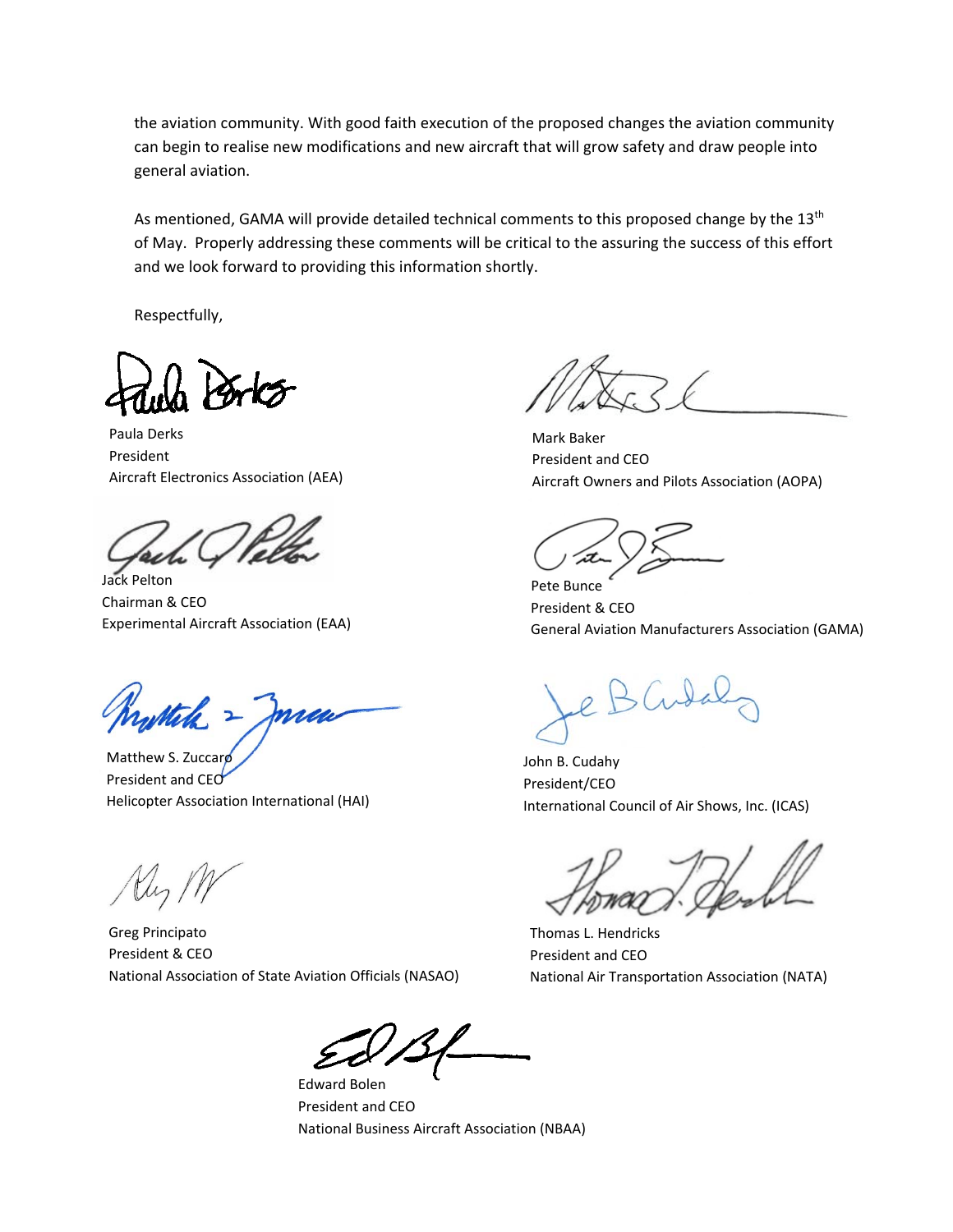the aviation community. With good faith execution of the proposed changes the aviation community can begin to realise new modifications and new aircraft that will grow safety and draw people into general aviation.

As mentioned, GAMA will provide detailed technical comments to this proposed change by the 13th of May. Properly addressing these comments will be critical to the assuring the success of this effort and we look forward to providing this information shortly.

Respectfully,

Paula Derks
President
Aircraft Electronics Association (AEA)

Mark Baker
President and CEO
Aircraft Owners and Pilots Association (AOPA)

Jack Pelton
Chairman & CEO
Experimental Aircraft Association (EAA)

Pete Bunce
President & CEO
General Aviation Manufacturers Association (GAMA)

Matthew S. Zuccaro
President and CEO
Helicopter Association International (HAI)

John B. Cudahy
President/CEO
International Council of Air Shows, Inc. (ICAS)

Greg Principato
President & CEO
National Association of State Aviation Officials (NASAO)

Thomas L. Hendricks
President and CEO
National Air Transportation Association (NATA)

Edward Bolen
President and CEO
National Business Aircraft Association (NBAA)